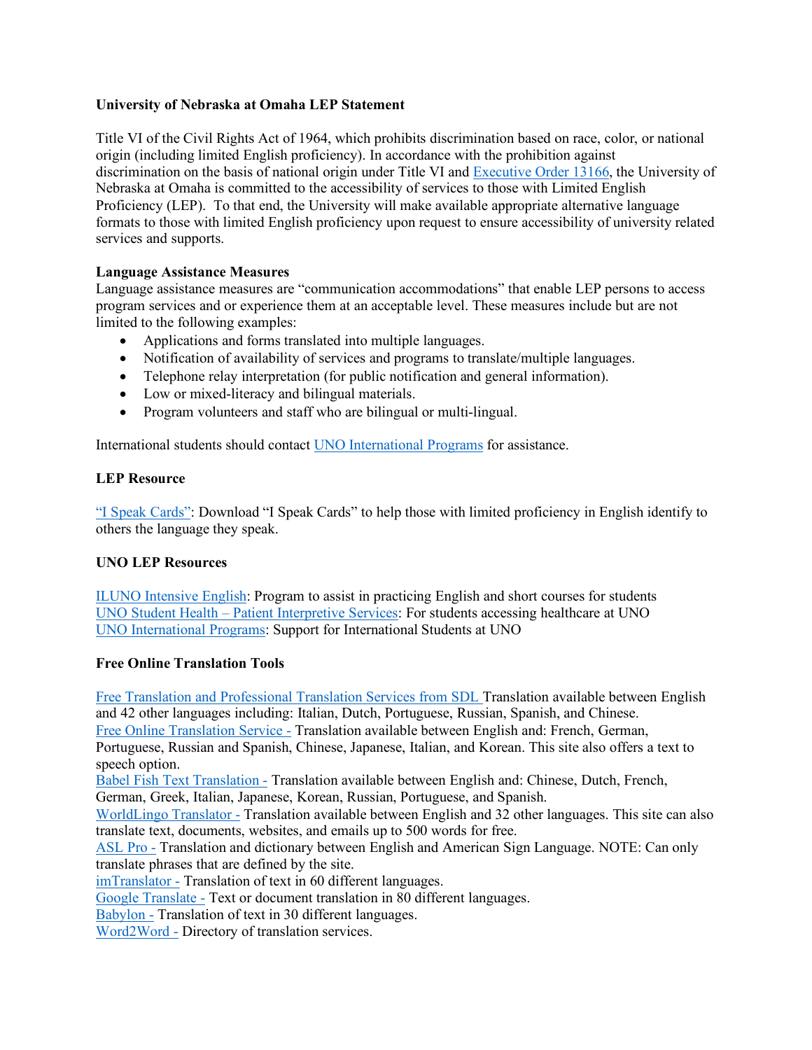**University of Nebraska at Omaha LEP Statement**

Title VI of the Civil Rights Act of 1964, which prohibits discrimination based on race, color, or national origin (including limited English proficiency). In accordance with the prohibition against discrimination on the basis of national origin under Title VI and Executive Order 13166, the University of Nebraska at Omaha is committed to the accessibility of services to those with Limited English Proficiency (LEP). To that end, the University will make available appropriate alternative language formats to those with limited English proficiency upon request to ensure accessibility of university related services and supports.

**Language Assistance Measures**

Language assistance measures are "communication accommodations" that enable LEP persons to access program services and or experience them at an acceptable level. These measures include but are not limited to the following examples:

- Applications and forms translated into multiple languages.
- Notification of availability of services and programs to translate/multiple languages.
- Telephone relay interpretation (for public notification and general information).
- Low or mixed-literacy and bilingual materials.
- Program volunteers and staff who are bilingual or multi-lingual.

International students should contact UNO International Programs for assistance.

**LEP Resource**

"I Speak Cards": Download "I Speak Cards" to help those with limited proficiency in English identify to others the language they speak.

**UNO LEP Resources**

ILUNO Intensive English: Program to assist in practicing English and short courses for students
UNO Student Health – Patient Interpretive Services: For students accessing healthcare at UNO
UNO International Programs: Support for International Students at UNO

**Free Online Translation Tools**

Free Translation and Professional Translation Services from SDL Translation available between English and 42 other languages including: Italian, Dutch, Portuguese, Russian, Spanish, and Chinese.
Free Online Translation Service - Translation available between English and: French, German, Portuguese, Russian and Spanish, Chinese, Japanese, Italian, and Korean. This site also offers a text to speech option.
Babel Fish Text Translation - Translation available between English and: Chinese, Dutch, French, German, Greek, Italian, Japanese, Korean, Russian, Portuguese, and Spanish.
WorldLingo Translator - Translation available between English and 32 other languages. This site can also translate text, documents, websites, and emails up to 500 words for free.
ASL Pro - Translation and dictionary between English and American Sign Language. NOTE: Can only translate phrases that are defined by the site.
imTranslator - Translation of text in 60 different languages.
Google Translate - Text or document translation in 80 different languages.
Babylon - Translation of text in 30 different languages.
Word2Word - Directory of translation services.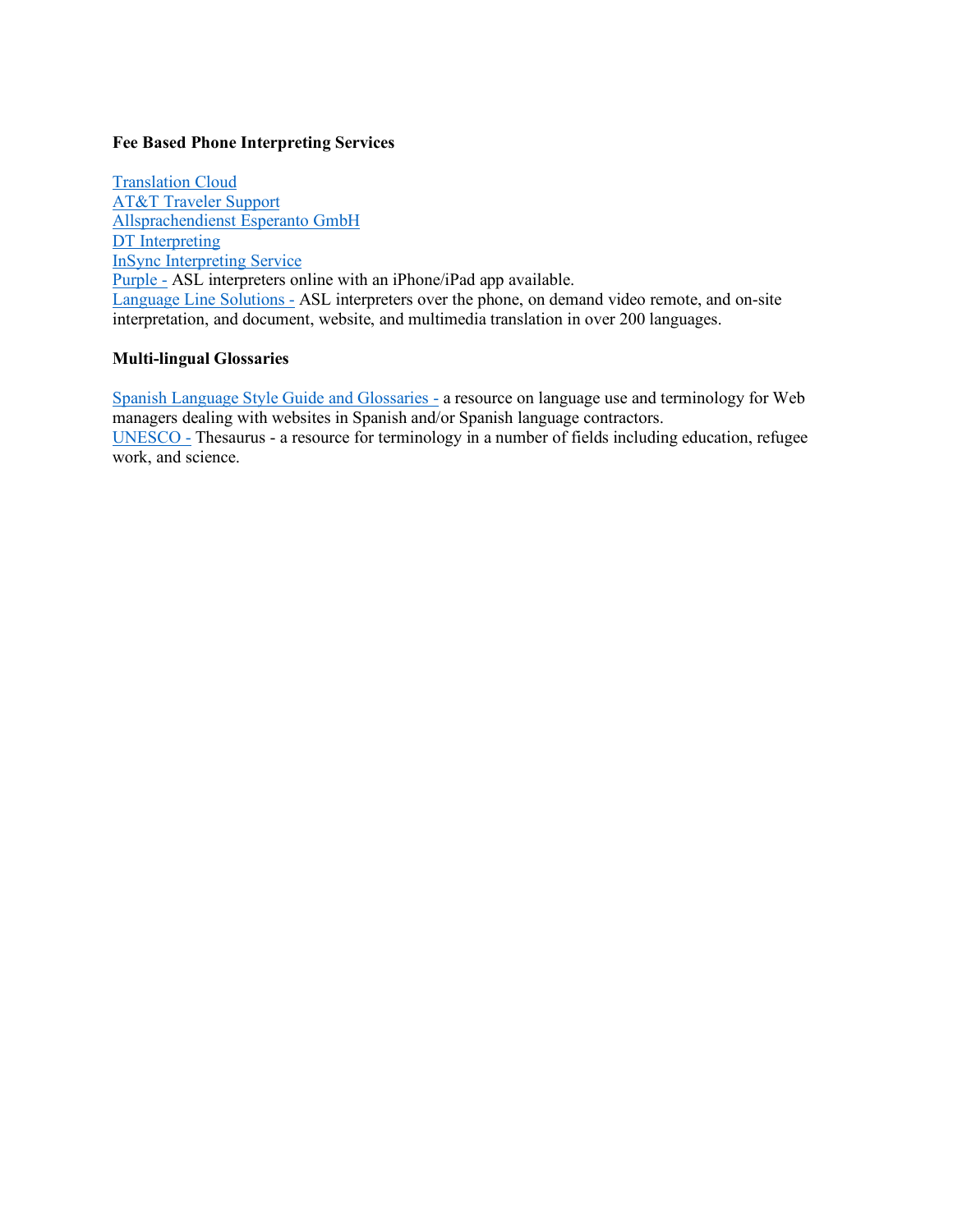**Fee Based Phone Interpreting Services**

Translation Cloud
AT&T Traveler Support
Allsprachendienst Esperanto GmbH
DT Interpreting
InSync Interpreting Service
Purple - ASL interpreters online with an iPhone/iPad app available.
Language Line Solutions - ASL interpreters over the phone, on demand video remote, and on-site interpretation, and document, website, and multimedia translation in over 200 languages.

**Multi-lingual Glossaries**

Spanish Language Style Guide and Glossaries - a resource on language use and terminology for Web managers dealing with websites in Spanish and/or Spanish language contractors.
UNESCO - Thesaurus - a resource for terminology in a number of fields including education, refugee work, and science.